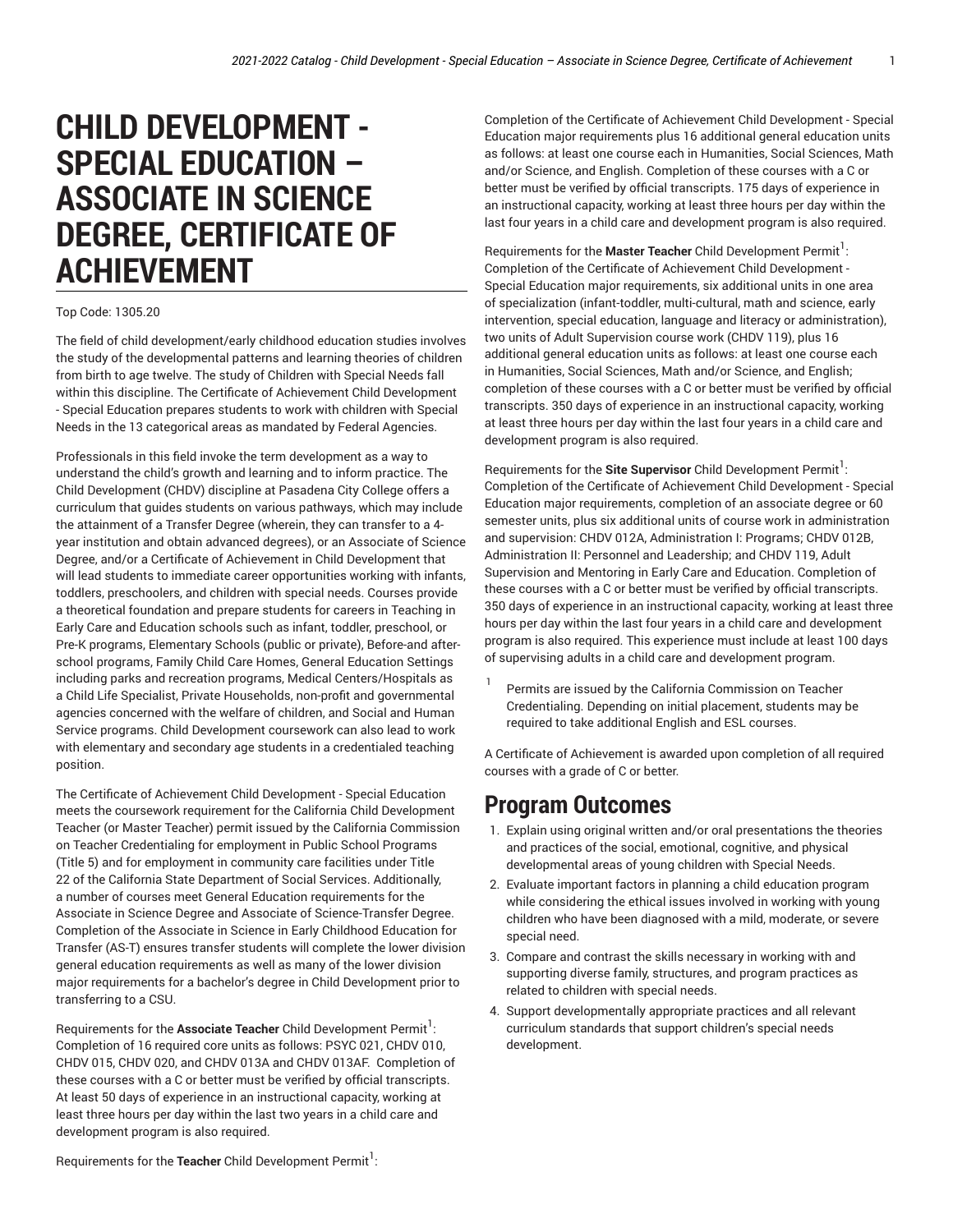# CHILD DEVELOPMENT - SPECIAL EDUCATION – ASSOCIATE IN SCIENCE DEGREE, CERTIFICATE OF ACHIEVEMENT

Top Code: 1305.20

The field of child development/early childhood education studies involves the study of the developmental patterns and learning theories of children from birth to age twelve. The study of Children with Special Needs fall within this discipline. The Certificate of Achievement Child Development - Special Education prepares students to work with children with Special Needs in the 13 categorical areas as mandated by Federal Agencies.

Professionals in this field invoke the term development as a way to understand the child's growth and learning and to inform practice. The Child Development (CHDV) discipline at Pasadena City College offers a curriculum that guides students on various pathways, which may include the attainment of a Transfer Degree (wherein, they can transfer to a 4-year institution and obtain advanced degrees), or an Associate of Science Degree, and/or a Certificate of Achievement in Child Development that will lead students to immediate career opportunities working with infants, toddlers, preschoolers, and children with special needs. Courses provide a theoretical foundation and prepare students for careers in Teaching in Early Care and Education schools such as infant, toddler, preschool, or Pre-K programs, Elementary Schools (public or private), Before-and after-school programs, Family Child Care Homes, General Education Settings including parks and recreation programs, Medical Centers/Hospitals as a Child Life Specialist, Private Households, non-profit and governmental agencies concerned with the welfare of children, and Social and Human Service programs. Child Development coursework can also lead to work with elementary and secondary age students in a credentialed teaching position.

The Certificate of Achievement Child Development - Special Education meets the coursework requirement for the California Child Development Teacher (or Master Teacher) permit issued by the California Commission on Teacher Credentialing for employment in Public School Programs (Title 5) and for employment in community care facilities under Title 22 of the California State Department of Social Services. Additionally, a number of courses meet General Education requirements for the Associate in Science Degree and Associate of Science-Transfer Degree. Completion of the Associate in Science in Early Childhood Education for Transfer (AS-T) ensures transfer students will complete the lower division general education requirements as well as many of the lower division major requirements for a bachelor's degree in Child Development prior to transferring to a CSU.

Requirements for the **Associate Teacher** Child Development Permit[1]: Completion of 16 required core units as follows: PSYC 021, CHDV 010, CHDV 015, CHDV 020, and CHDV 013A and CHDV 013AF. Completion of these courses with a C or better must be verified by official transcripts. At least 50 days of experience in an instructional capacity, working at least three hours per day within the last two years in a child care and development program is also required.

Requirements for the **Teacher** Child Development Permit[1]: Completion of the Certificate of Achievement Child Development - Special Education major requirements plus 16 additional general education units as follows: at least one course each in Humanities, Social Sciences, Math and/or Science, and English. Completion of these courses with a C or better must be verified by official transcripts. 175 days of experience in an instructional capacity, working at least three hours per day within the last four years in a child care and development program is also required.

Requirements for the **Master Teacher** Child Development Permit[1]: Completion of the Certificate of Achievement Child Development - Special Education major requirements, six additional units in one area of specialization (infant-toddler, multi-cultural, math and science, early intervention, special education, language and literacy or administration), two units of Adult Supervision course work (CHDV 119), plus 16 additional general education units as follows: at least one course each in Humanities, Social Sciences, Math and/or Science, and English; completion of these courses with a C or better must be verified by official transcripts. 350 days of experience in an instructional capacity, working at least three hours per day within the last four years in a child care and development program is also required.

Requirements for the **Site Supervisor** Child Development Permit[1]: Completion of the Certificate of Achievement Child Development - Special Education major requirements, completion of an associate degree or 60 semester units, plus six additional units of course work in administration and supervision: CHDV 012A, Administration I: Programs; CHDV 012B, Administration II: Personnel and Leadership; and CHDV 119, Adult Supervision and Mentoring in Early Care and Education. Completion of these courses with a C or better must be verified by official transcripts. 350 days of experience in an instructional capacity, working at least three hours per day within the last four years in a child care and development program is also required. This experience must include at least 100 days of supervising adults in a child care and development program.

[1] Permits are issued by the California Commission on Teacher Credentialing. Depending on initial placement, students may be required to take additional English and ESL courses.

A Certificate of Achievement is awarded upon completion of all required courses with a grade of C or better.

## Program Outcomes

1. Explain using original written and/or oral presentations the theories and practices of the social, emotional, cognitive, and physical developmental areas of young children with Special Needs.
2. Evaluate important factors in planning a child education program while considering the ethical issues involved in working with young children who have been diagnosed with a mild, moderate, or severe special need.
3. Compare and contrast the skills necessary in working with and supporting diverse family, structures, and program practices as related to children with special needs.
4. Support developmentally appropriate practices and all relevant curriculum standards that support children's special needs development.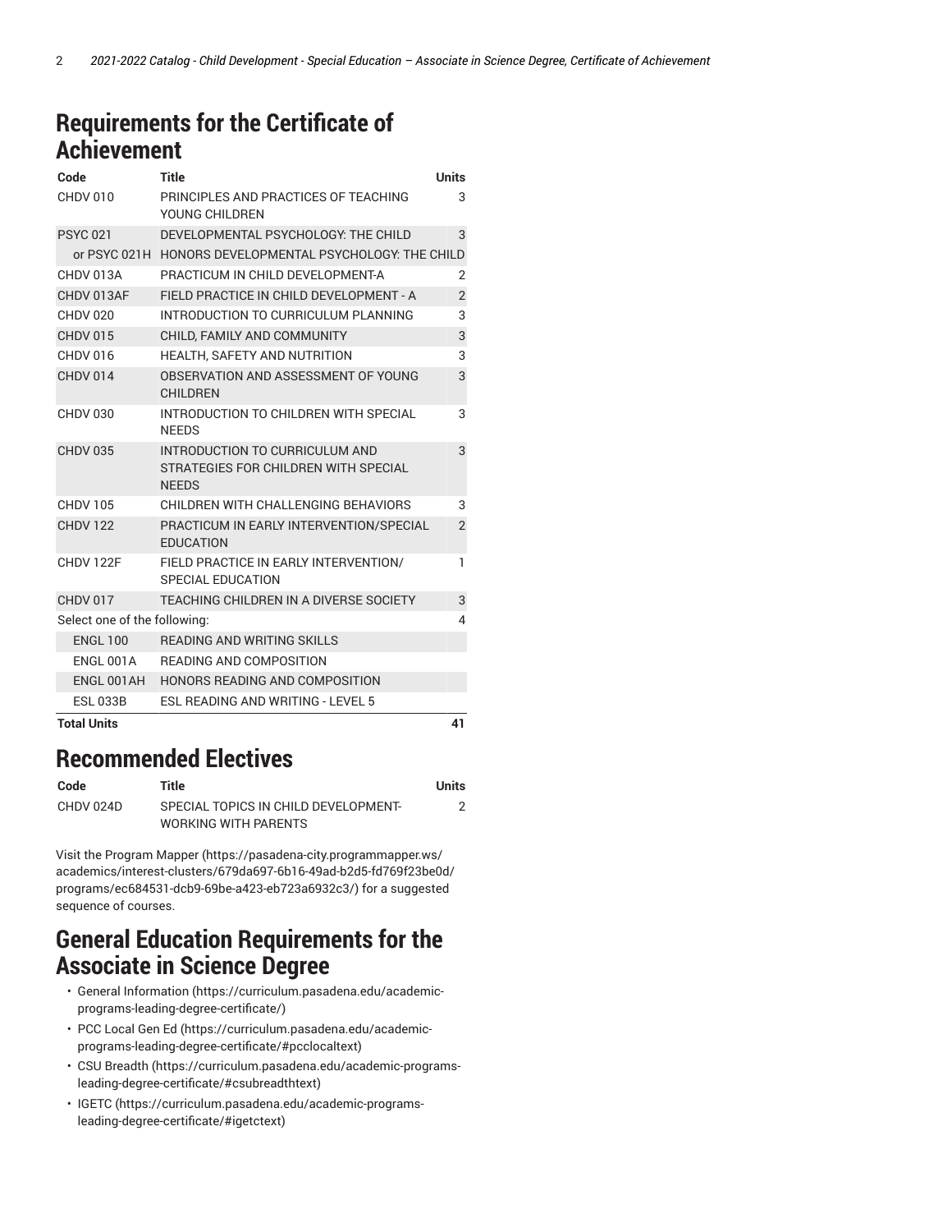## Requirements for the Certificate of Achievement

| Code | Title | Units |
|---|---|---|
| CHDV 010 | PRINCIPLES AND PRACTICES OF TEACHING YOUNG CHILDREN | 3 |
| PSYC 021 | DEVELOPMENTAL PSYCHOLOGY: THE CHILD | 3 |
| or PSYC 021H | HONORS DEVELOPMENTAL PSYCHOLOGY: THE CHILD | |
| CHDV 013A | PRACTICUM IN CHILD DEVELOPMENT-A | 2 |
| CHDV 013AF | FIELD PRACTICE IN CHILD DEVELOPMENT - A | 2 |
| CHDV 020 | INTRODUCTION TO CURRICULUM PLANNING | 3 |
| CHDV 015 | CHILD, FAMILY AND COMMUNITY | 3 |
| CHDV 016 | HEALTH, SAFETY AND NUTRITION | 3 |
| CHDV 014 | OBSERVATION AND ASSESSMENT OF YOUNG CHILDREN | 3 |
| CHDV 030 | INTRODUCTION TO CHILDREN WITH SPECIAL NEEDS | 3 |
| CHDV 035 | INTRODUCTION TO CURRICULUM AND STRATEGIES FOR CHILDREN WITH SPECIAL NEEDS | 3 |
| CHDV 105 | CHILDREN WITH CHALLENGING BEHAVIORS | 3 |
| CHDV 122 | PRACTICUM IN EARLY INTERVENTION/SPECIAL EDUCATION | 2 |
| CHDV 122F | FIELD PRACTICE IN EARLY INTERVENTION/ SPECIAL EDUCATION | 1 |
| CHDV 017 | TEACHING CHILDREN IN A DIVERSE SOCIETY | 3 |
| Select one of the following: | | 4 |
| ENGL 100 | READING AND WRITING SKILLS | |
| ENGL 001A | READING AND COMPOSITION | |
| ENGL 001AH | HONORS READING AND COMPOSITION | |
| ESL 033B | ESL READING AND WRITING - LEVEL 5 | |
| **Total Units** | | **41** |

## Recommended Electives

| Code | Title | Units |
|---|---|---|
| CHDV 024D | SPECIAL TOPICS IN CHILD DEVELOPMENT-WORKING WITH PARENTS | 2 |

Visit the Program Mapper (https://pasadena-city.programmapper.ws/academics/interest-clusters/679da697-6b16-49ad-b2d5-fd769f23be0d/programs/ec684531-dcb9-69be-a423-eb723a6932c3/) for a suggested sequence of courses.

## General Education Requirements for the Associate in Science Degree

- General Information (https://curriculum.pasadena.edu/academic-programs-leading-degree-certificate/)
- PCC Local Gen Ed (https://curriculum.pasadena.edu/academic-programs-leading-degree-certificate/#pcclocaltext)
- CSU Breadth (https://curriculum.pasadena.edu/academic-programs-leading-degree-certificate/#csubreadthtext)
- IGETC (https://curriculum.pasadena.edu/academic-programs-leading-degree-certificate/#igetctext)